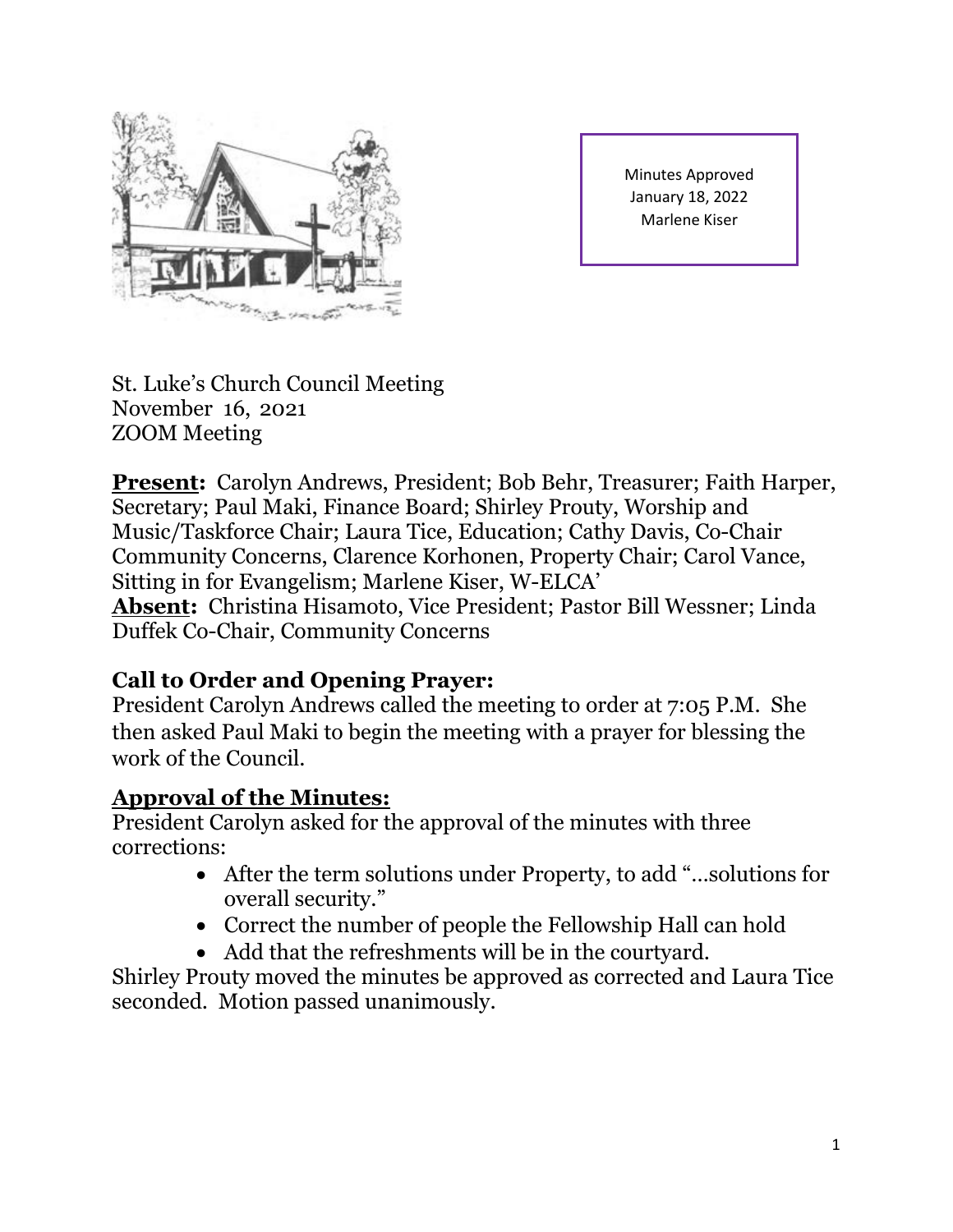Minutes Approved
January 18, 2022
Marlene Kiser

St. Luke's Church Council Meeting
November 16, 2021
ZOOM Meeting

**Present:** Carolyn Andrews, President; Bob Behr, Treasurer; Faith Harper, Secretary; Paul Maki, Finance Board; Shirley Prouty, Worship and Music/Taskforce Chair; Laura Tice, Education; Cathy Davis, Co-Chair Community Concerns, Clarence Korhonen, Property Chair; Carol Vance, Sitting in for Evangelism; Marlene Kiser, W-ELCA'
**Absent:** Christina Hisamoto, Vice President; Pastor Bill Wessner; Linda Duffek Co-Chair, Community Concerns

## Call to Order and Opening Prayer:

President Carolyn Andrews called the meeting to order at 7:05 P.M. She then asked Paul Maki to begin the meeting with a prayer for blessing the work of the Council.

## Approval of the Minutes:

President Carolyn asked for the approval of the minutes with three corrections:

- After the term solutions under Property, to add "...solutions for overall security."
- Correct the number of people the Fellowship Hall can hold
- Add that the refreshments will be in the courtyard.

Shirley Prouty moved the minutes be approved as corrected and Laura Tice seconded. Motion passed unanimously.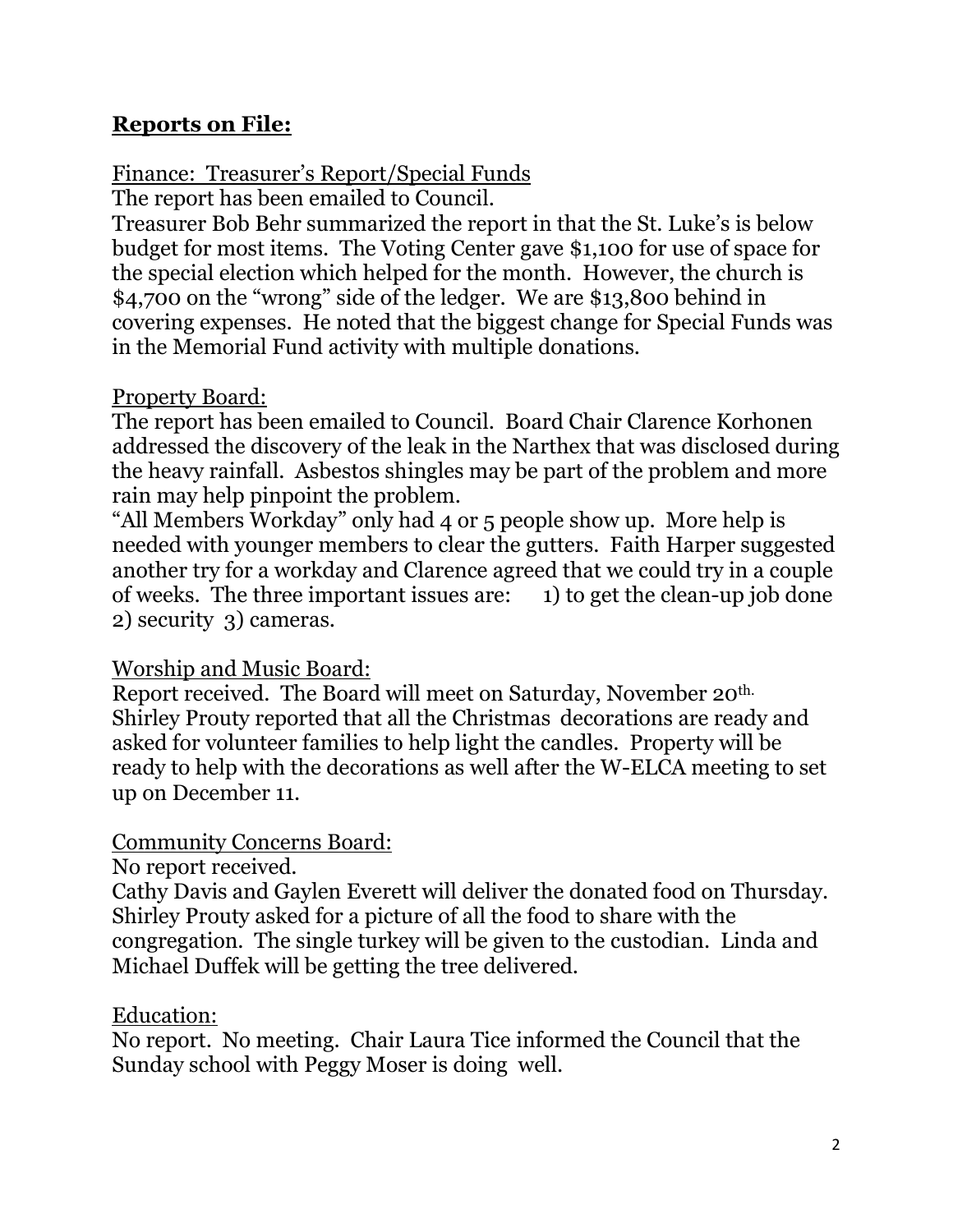## **Reports on File:**

Finance: Treasurer's Report/Special Funds

The report has been emailed to Council.

Treasurer Bob Behr summarized the report in that the St. Luke's is below budget for most items. The Voting Center gave $1,100 for use of space for the special election which helped for the month. However, the church is $4,700 on the "wrong" side of the ledger. We are $13,800 behind in covering expenses. He noted that the biggest change for Special Funds was in the Memorial Fund activity with multiple donations.

Property Board:

The report has been emailed to Council. Board Chair Clarence Korhonen addressed the discovery of the leak in the Narthex that was disclosed during the heavy rainfall. Asbestos shingles may be part of the problem and more rain may help pinpoint the problem.

"All Members Workday" only had 4 or 5 people show up. More help is needed with younger members to clear the gutters. Faith Harper suggested another try for a workday and Clarence agreed that we could try in a couple of weeks. The three important issues are: 1) to get the clean-up job done 2) security 3) cameras.

Worship and Music Board:

Report received. The Board will meet on Saturday, November 20th.

Shirley Prouty reported that all the Christmas decorations are ready and asked for volunteer families to help light the candles. Property will be ready to help with the decorations as well after the W-ELCA meeting to set up on December 11.

Community Concerns Board:

No report received.

Cathy Davis and Gaylen Everett will deliver the donated food on Thursday. Shirley Prouty asked for a picture of all the food to share with the congregation. The single turkey will be given to the custodian. Linda and Michael Duffek will be getting the tree delivered.

Education:

No report. No meeting. Chair Laura Tice informed the Council that the Sunday school with Peggy Moser is doing well.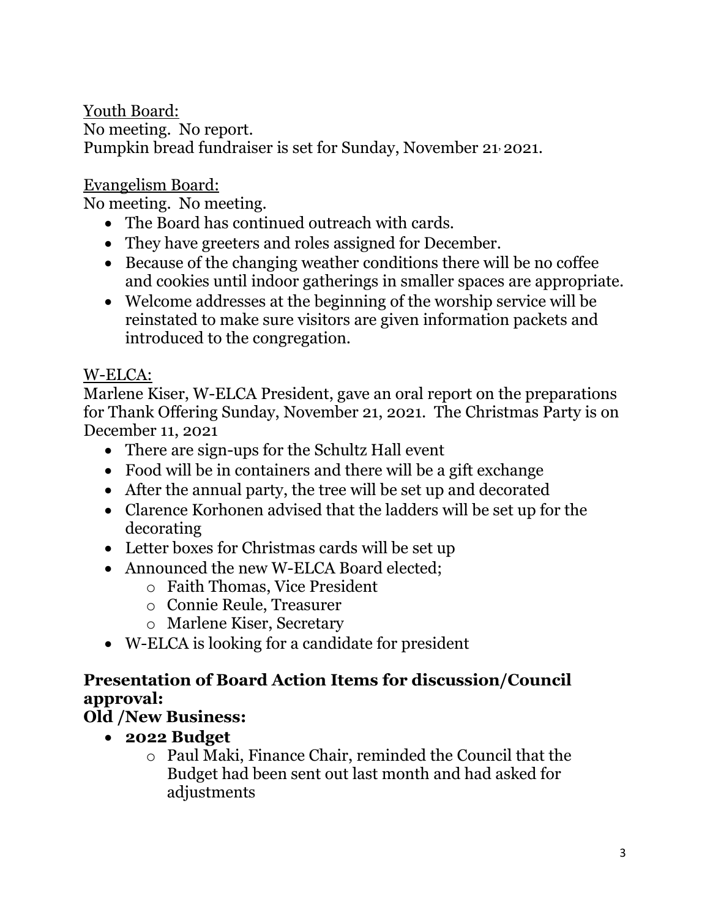<u>Youth Board:</u>
No meeting. No report.
Pumpkin bread fundraiser is set for Sunday, November 21, 2021.

<u>Evangelism Board:</u>
No meeting. No meeting.

- The Board has continued outreach with cards.
- They have greeters and roles assigned for December.
- Because of the changing weather conditions there will be no coffee and cookies until indoor gatherings in smaller spaces are appropriate.
- Welcome addresses at the beginning of the worship service will be reinstated to make sure visitors are given information packets and introduced to the congregation.

<u>W-ELCA:</u>
Marlene Kiser, W-ELCA President, gave an oral report on the preparations for Thank Offering Sunday, November 21, 2021. The Christmas Party is on December 11, 2021

- There are sign-ups for the Schultz Hall event
- Food will be in containers and there will be a gift exchange
- After the annual party, the tree will be set up and decorated
- Clarence Korhonen advised that the ladders will be set up for the decorating
- Letter boxes for Christmas cards will be set up
- Announced the new W-ELCA Board elected;
    - Faith Thomas, Vice President
    - Connie Reule, Treasurer
    - Marlene Kiser, Secretary
- W-ELCA is looking for a candidate for president

**Presentation of Board Action Items for discussion/Council approval:**

**Old /New Business:**

- **2022 Budget**
    - Paul Maki, Finance Chair, reminded the Council that the Budget had been sent out last month and had asked for adjustments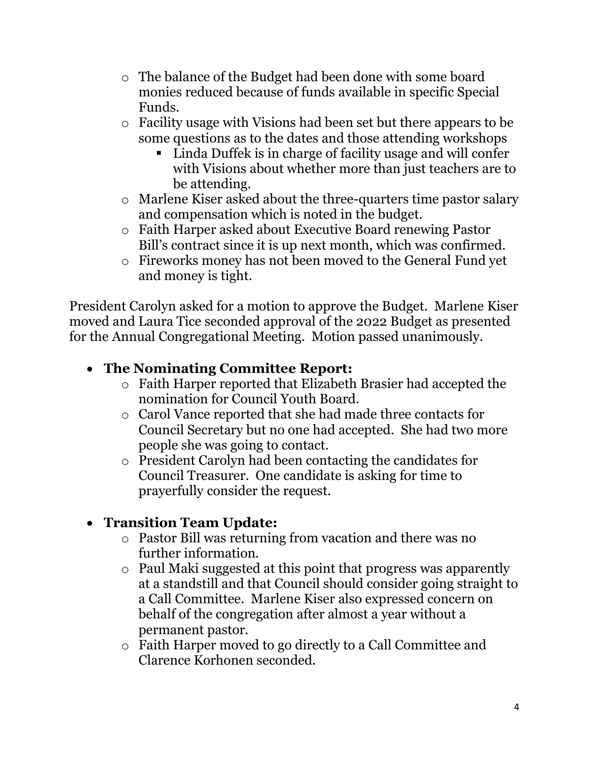- The balance of the Budget had been done with some board monies reduced because of funds available in specific Special Funds.
- Facility usage with Visions had been set but there appears to be some questions as to the dates and those attending workshops
  - Linda Duffek is in charge of facility usage and will confer with Visions about whether more than just teachers are to be attending.
- Marlene Kiser asked about the three-quarters time pastor salary and compensation which is noted in the budget.
- Faith Harper asked about Executive Board renewing Pastor Bill's contract since it is up next month, which was confirmed.
- Fireworks money has not been moved to the General Fund yet and money is tight.

President Carolyn asked for a motion to approve the Budget. Marlene Kiser moved and Laura Tice seconded approval of the 2022 Budget as presented for the Annual Congregational Meeting. Motion passed unanimously.

- **The Nominating Committee Report:**
  - Faith Harper reported that Elizabeth Brasier had accepted the nomination for Council Youth Board.
  - Carol Vance reported that she had made three contacts for Council Secretary but no one had accepted. She had two more people she was going to contact.
  - President Carolyn had been contacting the candidates for Council Treasurer. One candidate is asking for time to prayerfully consider the request.

- **Transition Team Update:**
  - Pastor Bill was returning from vacation and there was no further information.
  - Paul Maki suggested at this point that progress was apparently at a standstill and that Council should consider going straight to a Call Committee. Marlene Kiser also expressed concern on behalf of the congregation after almost a year without a permanent pastor.
  - Faith Harper moved to go directly to a Call Committee and Clarence Korhonen seconded.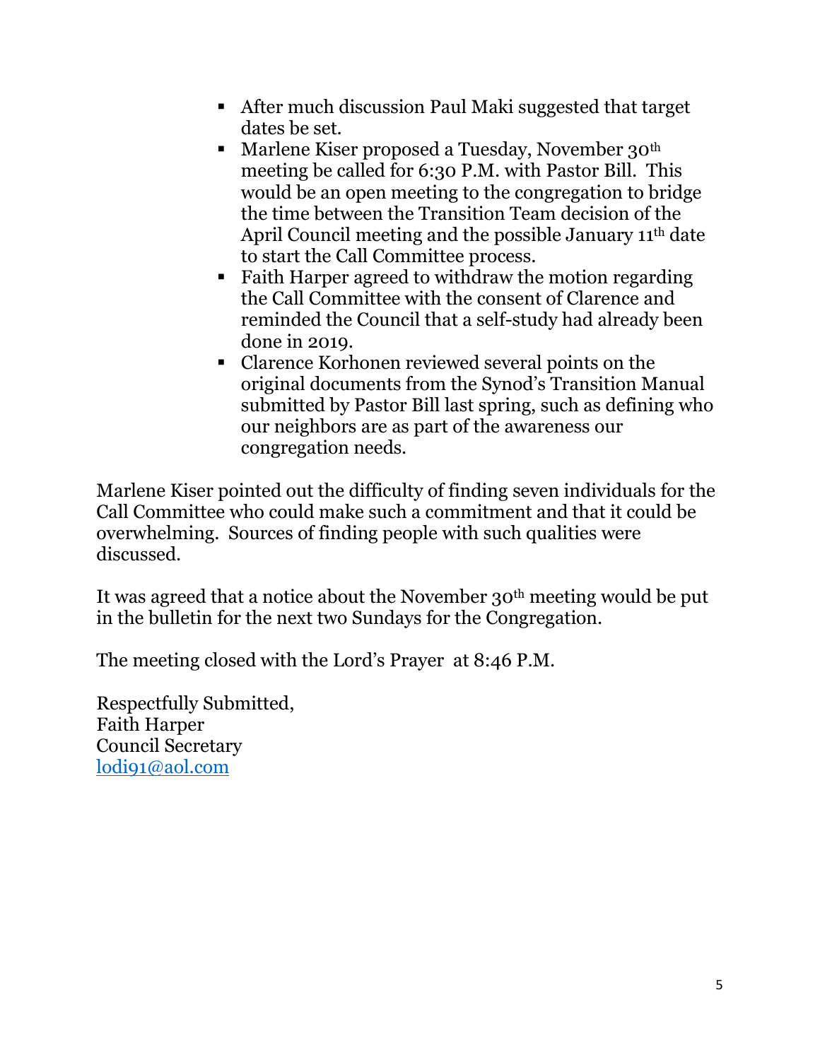- After much discussion Paul Maki suggested that target dates be set.
- Marlene Kiser proposed a Tuesday, November 30th meeting be called for 6:30 P.M. with Pastor Bill. This would be an open meeting to the congregation to bridge the time between the Transition Team decision of the April Council meeting and the possible January 11th date to start the Call Committee process.
- Faith Harper agreed to withdraw the motion regarding the Call Committee with the consent of Clarence and reminded the Council that a self-study had already been done in 2019.
- Clarence Korhonen reviewed several points on the original documents from the Synod's Transition Manual submitted by Pastor Bill last spring, such as defining who our neighbors are as part of the awareness our congregation needs.

Marlene Kiser pointed out the difficulty of finding seven individuals for the Call Committee who could make such a commitment and that it could be overwhelming. Sources of finding people with such qualities were discussed.

It was agreed that a notice about the November 30th meeting would be put in the bulletin for the next two Sundays for the Congregation.

The meeting closed with the Lord's Prayer at 8:46 P.M.

Respectfully Submitted,
Faith Harper
Council Secretary
lodi91@aol.com